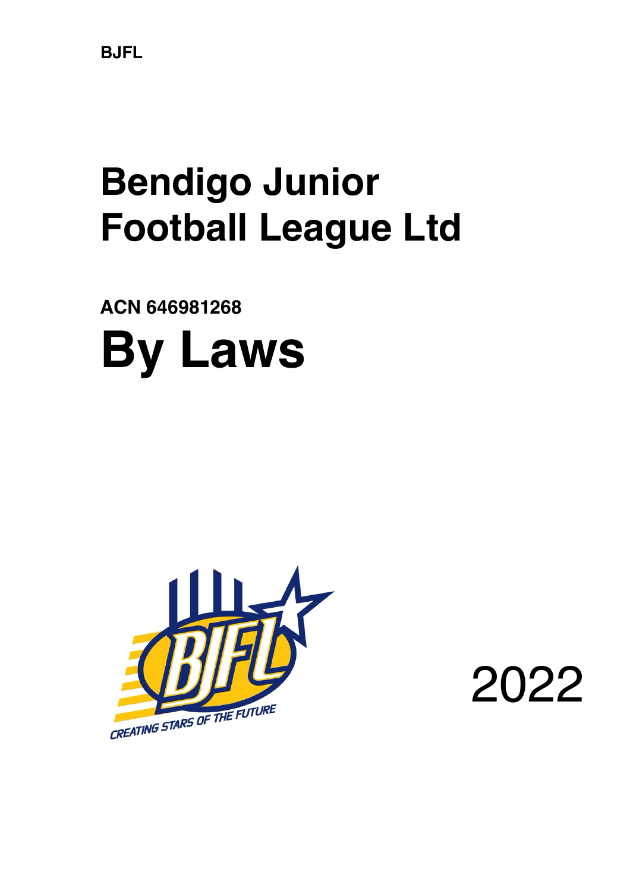BJFL

# Bendigo Junior Football League Ltd

**ACN 646981268**

# By Laws

2022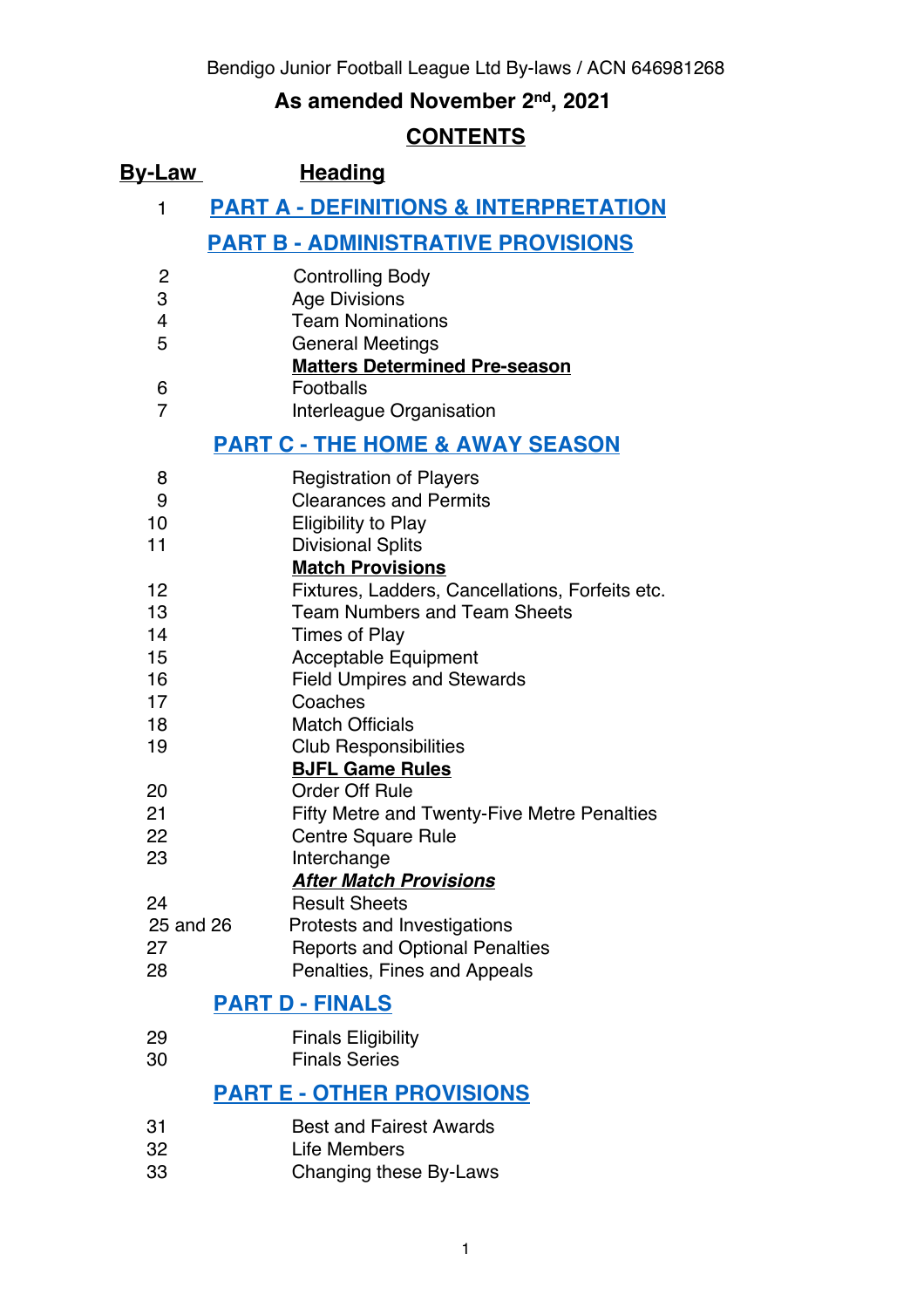Bendigo Junior Football League Ltd By-laws / ACN 646981268

**As amended November 2nd, 2021**

## CONTENTS

| By-Law | Heading |
|---|---|
| 1 | **PART A - DEFINITIONS & INTERPRETATION** |
| | **PART B - ADMINISTRATIVE PROVISIONS** |
| 2 | Controlling Body |
| 3 | Age Divisions |
| 4 | Team Nominations |
| 5 | General Meetings |
| | **Matters Determined Pre-season** |
| 6 | Footballs |
| 7 | Interleague Organisation |
| | **PART C - THE HOME & AWAY SEASON** |
| 8 | Registration of Players |
| 9 | Clearances and Permits |
| 10 | Eligibility to Play |
| 11 | Divisional Splits |
| | **Match Provisions** |
| 12 | Fixtures, Ladders, Cancellations, Forfeits etc. |
| 13 | Team Numbers and Team Sheets |
| 14 | Times of Play |
| 15 | Acceptable Equipment |
| 16 | Field Umpires and Stewards |
| 17 | Coaches |
| 18 | Match Officials |
| 19 | Club Responsibilities |
| | **BJFL Game Rules** |
| 20 | Order Off Rule |
| 21 | Fifty Metre and Twenty-Five Metre Penalties |
| 22 | Centre Square Rule |
| 23 | Interchange |
| | ***After Match Provisions*** |
| 24 | Result Sheets |
| 25 and 26 | Protests and Investigations |
| 27 | Reports and Optional Penalties |
| 28 | Penalties, Fines and Appeals |
| | **PART D - FINALS** |
| 29 | Finals Eligibility |
| 30 | Finals Series |
| | **PART E - OTHER PROVISIONS** |
| 31 | Best and Fairest Awards |
| 32 | Life Members |
| 33 | Changing these By-Laws |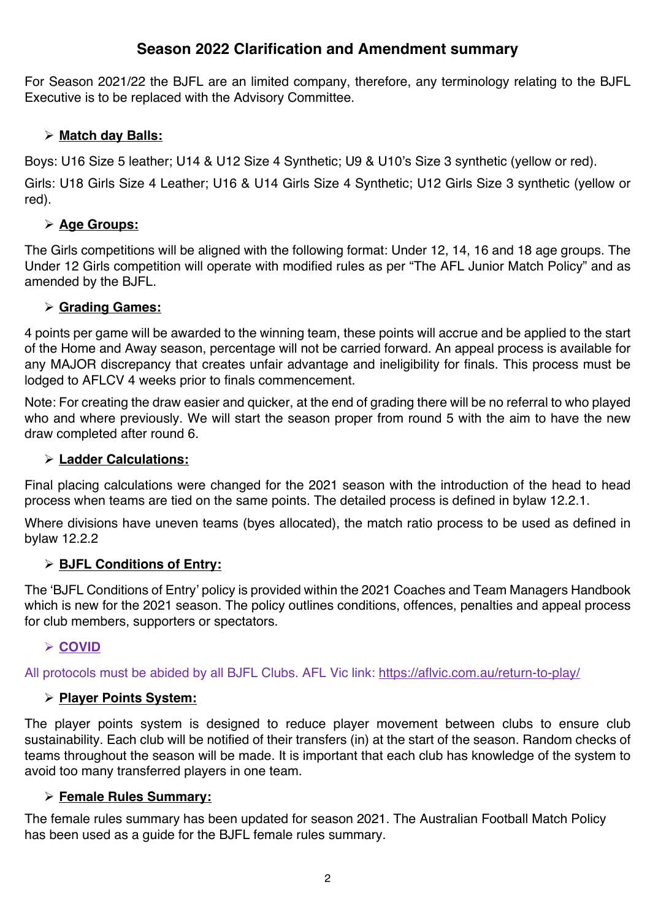# Season 2022 Clarification and Amendment summary

For Season 2021/22 the BJFL are an limited company, therefore, any terminology relating to the BJFL Executive is to be replaced with the Advisory Committee.

- **Match day Balls:**

Boys: U16 Size 5 leather; U14 & U12 Size 4 Synthetic; U9 & U10's Size 3 synthetic (yellow or red).

Girls: U18 Girls Size 4 Leather; U16 & U14 Girls Size 4 Synthetic; U12 Girls Size 3 synthetic (yellow or red).

- **Age Groups:**

The Girls competitions will be aligned with the following format: Under 12, 14, 16 and 18 age groups. The Under 12 Girls competition will operate with modified rules as per "The AFL Junior Match Policy" and as amended by the BJFL.

- **Grading Games:**

4 points per game will be awarded to the winning team, these points will accrue and be applied to the start of the Home and Away season, percentage will not be carried forward. An appeal process is available for any MAJOR discrepancy that creates unfair advantage and ineligibility for finals. This process must be lodged to AFLCV 4 weeks prior to finals commencement.

Note: For creating the draw easier and quicker, at the end of grading there will be no referral to who played who and where previously. We will start the season proper from round 5 with the aim to have the new draw completed after round 6.

- **Ladder Calculations:**

Final placing calculations were changed for the 2021 season with the introduction of the head to head process when teams are tied on the same points. The detailed process is defined in bylaw 12.2.1.

Where divisions have uneven teams (byes allocated), the match ratio process to be used as defined in bylaw 12.2.2

- **BJFL Conditions of Entry:**

The 'BJFL Conditions of Entry' policy is provided within the 2021 Coaches and Team Managers Handbook which is new for the 2021 season. The policy outlines conditions, offences, penalties and appeal process for club members, supporters or spectators.

- **COVID**

All protocols must be abided by all BJFL Clubs. AFL Vic link: https://aflvic.com.au/return-to-play/

- **Player Points System:**

The player points system is designed to reduce player movement between clubs to ensure club sustainability. Each club will be notified of their transfers (in) at the start of the season. Random checks of teams throughout the season will be made. It is important that each club has knowledge of the system to avoid too many transferred players in one team.

- **Female Rules Summary:**

The female rules summary has been updated for season 2021. The Australian Football Match Policy has been used as a guide for the BJFL female rules summary.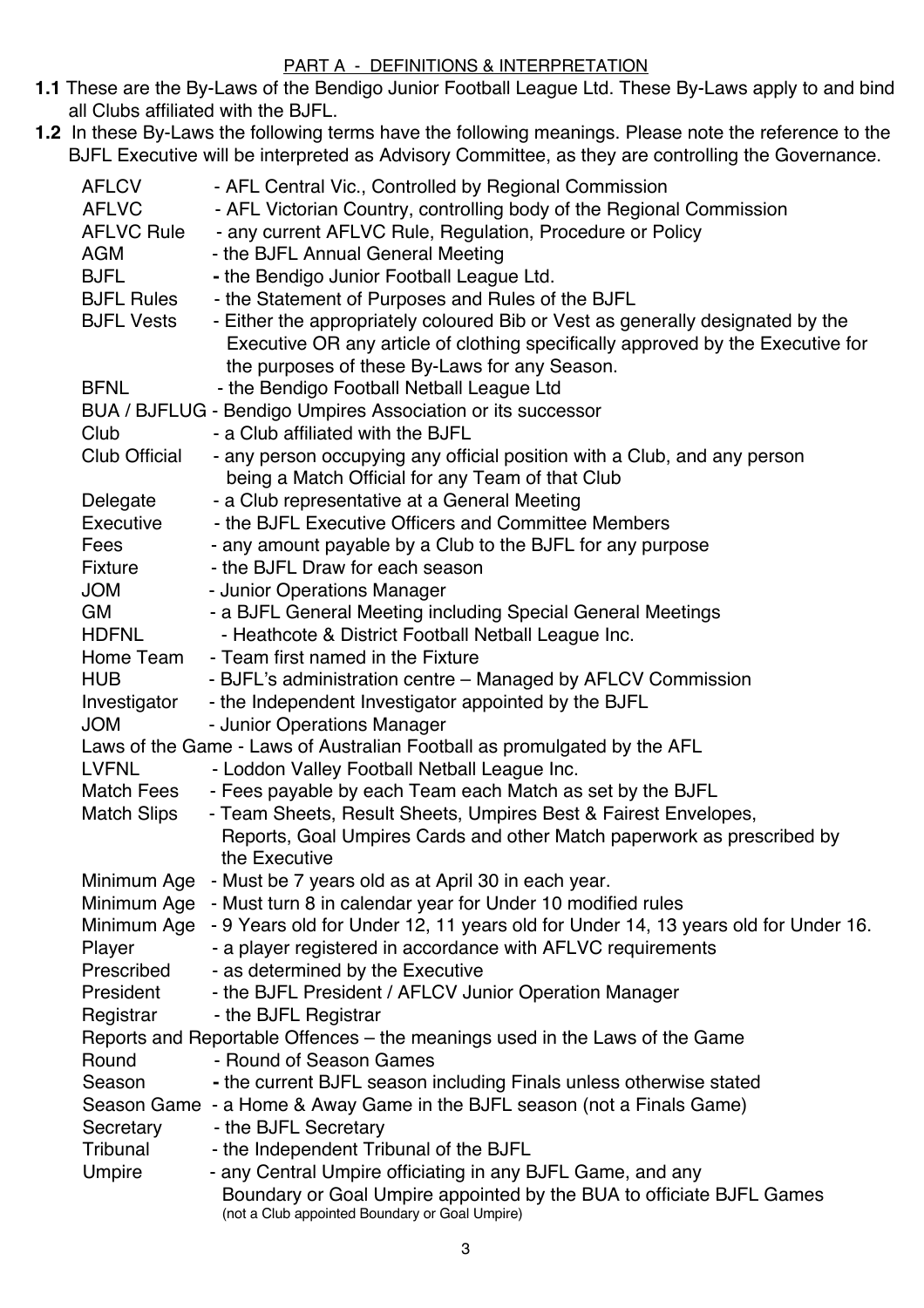## PART A - DEFINITIONS & INTERPRETATION

**1.1** These are the By-Laws of the Bendigo Junior Football League Ltd. These By-Laws apply to and bind all Clubs affiliated with the BJFL.

**1.2** In these By-Laws the following terms have the following meanings. Please note the reference to the BJFL Executive will be interpreted as Advisory Committee, as they are controlling the Governance.

| Term | Meaning |
|---|---|
| AFLCV | - AFL Central Vic., Controlled by Regional Commission |
| AFLVC | - AFL Victorian Country, controlling body of the Regional Commission |
| AFLVC Rule | - any current AFLVC Rule, Regulation, Procedure or Policy |
| AGM | - the BJFL Annual General Meeting |
| BJFL | - the Bendigo Junior Football League Ltd. |
| BJFL Rules | - the Statement of Purposes and Rules of the BJFL |
| BJFL Vests | - Either the appropriately coloured Bib or Vest as generally designated by the Executive OR any article of clothing specifically approved by the Executive for the purposes of these By-Laws for any Season. |
| BFNL | - the Bendigo Football Netball League Ltd |
| BUA / BJFLUG | - Bendigo Umpires Association or its successor |
| Club | - a Club affiliated with the BJFL |
| Club Official | - any person occupying any official position with a Club, and any person being a Match Official for any Team of that Club |
| Delegate | - a Club representative at a General Meeting |
| Executive | - the BJFL Executive Officers and Committee Members |
| Fees | - any amount payable by a Club to the BJFL for any purpose |
| Fixture | - the BJFL Draw for each season |
| JOM | - Junior Operations Manager |
| GM | - a BJFL General Meeting including Special General Meetings |
| HDFNL | - Heathcote & District Football Netball League Inc. |
| Home Team | - Team first named in the Fixture |
| HUB | - BJFL's administration centre – Managed by AFLCV Commission |
| Investigator | - the Independent Investigator appointed by the BJFL |
| JOM | - Junior Operations Manager |
| Laws of the Game | - Laws of Australian Football as promulgated by the AFL |
| LVFNL | - Loddon Valley Football Netball League Inc. |
| Match Fees | - Fees payable by each Team each Match as set by the BJFL |
| Match Slips | - Team Sheets, Result Sheets, Umpires Best & Fairest Envelopes, Reports, Goal Umpires Cards and other Match paperwork as prescribed by the Executive |
| Minimum Age | - Must be 7 years old as at April 30 in each year. |
| Minimum Age | - Must turn 8 in calendar year for Under 10 modified rules |
| Minimum Age | - 9 Years old for Under 12, 11 years old for Under 14, 13 years old for Under 16. |
| Player | - a player registered in accordance with AFLVC requirements |
| Prescribed | - as determined by the Executive |
| President | - the BJFL President / AFLCV Junior Operation Manager |
| Registrar | - the BJFL Registrar |
| Reports and Reportable Offences | – the meanings used in the Laws of the Game |
| Round | - Round of Season Games |
| Season | - the current BJFL season including Finals unless otherwise stated |
| Season Game | - a Home & Away Game in the BJFL season (not a Finals Game) |
| Secretary | - the BJFL Secretary |
| Tribunal | - the Independent Tribunal of the BJFL |
| Umpire | - any Central Umpire officiating in any BJFL Game, and any Boundary or Goal Umpire appointed by the BUA to officiate BJFL Games (not a Club appointed Boundary or Goal Umpire) |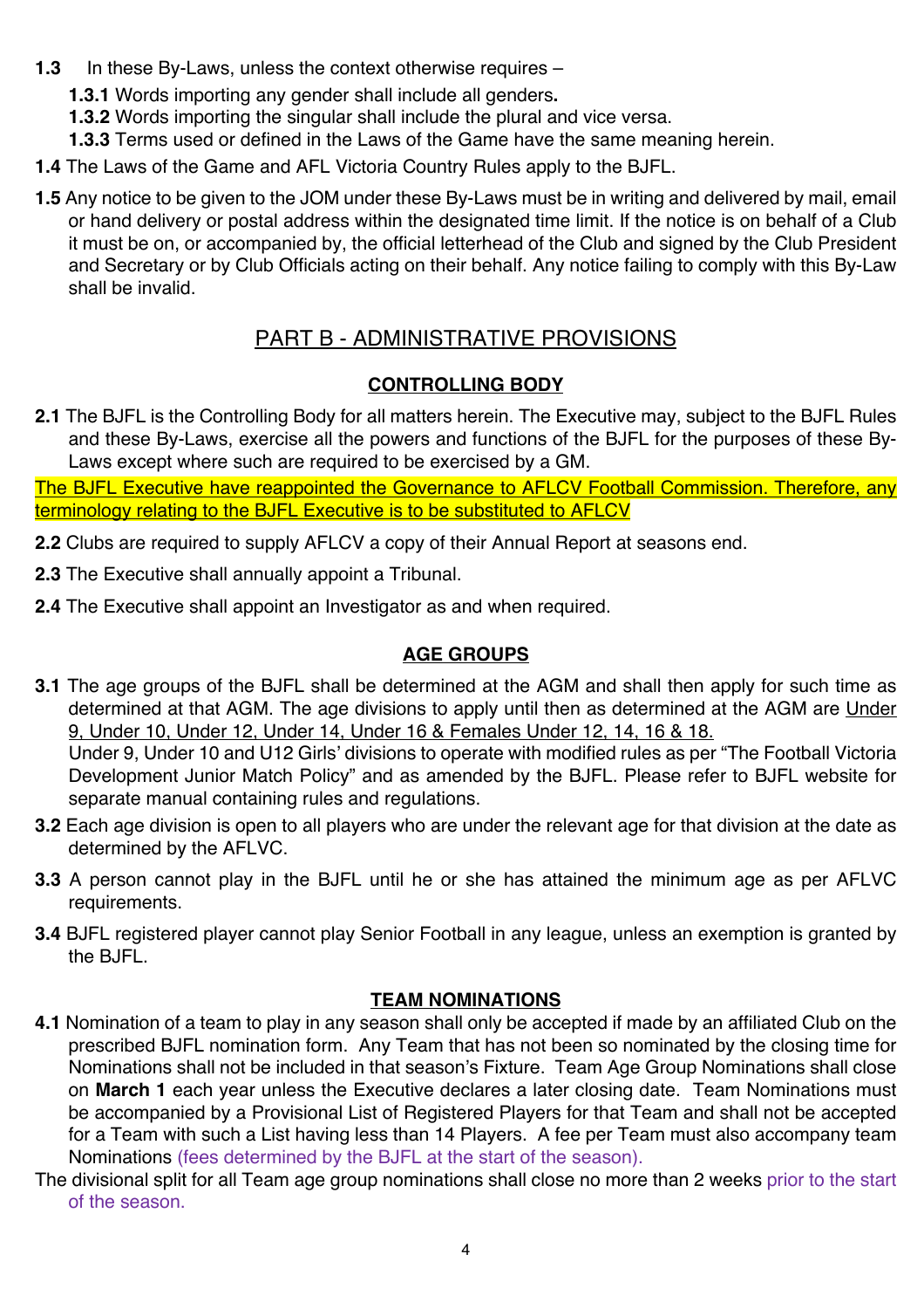**1.3** In these By-Laws, unless the context otherwise requires –

**1.3.1** Words importing any gender shall include all genders**.**

**1.3.2** Words importing the singular shall include the plural and vice versa.

**1.3.3** Terms used or defined in the Laws of the Game have the same meaning herein.

**1.4** The Laws of the Game and AFL Victoria Country Rules apply to the BJFL.

**1.5** Any notice to be given to the JOM under these By-Laws must be in writing and delivered by mail, email or hand delivery or postal address within the designated time limit. If the notice is on behalf of a Club it must be on, or accompanied by, the official letterhead of the Club and signed by the Club President and Secretary or by Club Officials acting on their behalf. Any notice failing to comply with this By-Law shall be invalid.

## PART B - ADMINISTRATIVE PROVISIONS

### CONTROLLING BODY

**2.1** The BJFL is the Controlling Body for all matters herein. The Executive may, subject to the BJFL Rules and these By-Laws, exercise all the powers and functions of the BJFL for the purposes of these By-Laws except where such are required to be exercised by a GM.

The BJFL Executive have reappointed the Governance to AFLCV Football Commission. Therefore, any terminology relating to the BJFL Executive is to be substituted to AFLCV

**2.2** Clubs are required to supply AFLCV a copy of their Annual Report at seasons end.

**2.3** The Executive shall annually appoint a Tribunal.

**2.4** The Executive shall appoint an Investigator as and when required.

### AGE GROUPS

**3.1** The age groups of the BJFL shall be determined at the AGM and shall then apply for such time as determined at that AGM. The age divisions to apply until then as determined at the AGM are Under 9, Under 10, Under 12, Under 14, Under 16 & Females Under 12, 14, 16 & 18.
Under 9, Under 10 and U12 Girls' divisions to operate with modified rules as per "The Football Victoria Development Junior Match Policy" and as amended by the BJFL. Please refer to BJFL website for separate manual containing rules and regulations.

**3.2** Each age division is open to all players who are under the relevant age for that division at the date as determined by the AFLVC.

**3.3** A person cannot play in the BJFL until he or she has attained the minimum age as per AFLVC requirements.

**3.4** BJFL registered player cannot play Senior Football in any league, unless an exemption is granted by the BJFL.

### TEAM NOMINATIONS

**4.1** Nomination of a team to play in any season shall only be accepted if made by an affiliated Club on the prescribed BJFL nomination form. Any Team that has not been so nominated by the closing time for Nominations shall not be included in that season's Fixture. Team Age Group Nominations shall close on **March 1** each year unless the Executive declares a later closing date. Team Nominations must be accompanied by a Provisional List of Registered Players for that Team and shall not be accepted for a Team with such a List having less than 14 Players. A fee per Team must also accompany team Nominations (fees determined by the BJFL at the start of the season).
The divisional split for all Team age group nominations shall close no more than 2 weeks prior to the start of the season.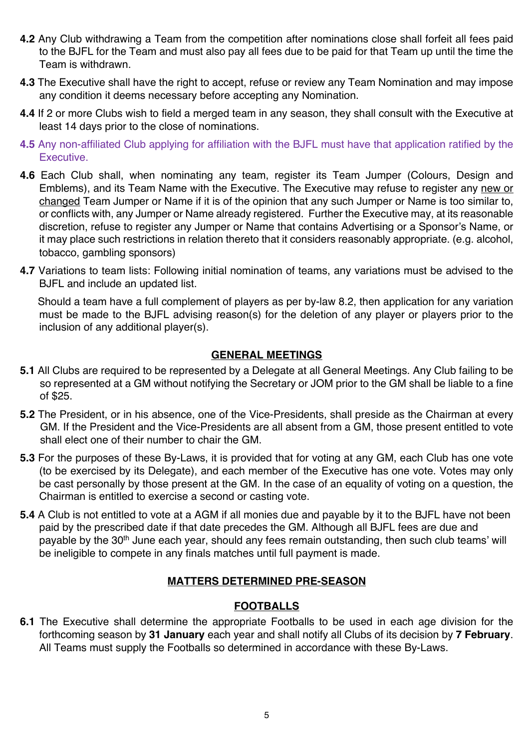**4.2** Any Club withdrawing a Team from the competition after nominations close shall forfeit all fees paid to the BJFL for the Team and must also pay all fees due to be paid for that Team up until the time the Team is withdrawn.

**4.3** The Executive shall have the right to accept, refuse or review any Team Nomination and may impose any condition it deems necessary before accepting any Nomination.

**4.4** If 2 or more Clubs wish to field a merged team in any season, they shall consult with the Executive at least 14 days prior to the close of nominations.

**4.5** Any non-affiliated Club applying for affiliation with the BJFL must have that application ratified by the Executive.

**4.6** Each Club shall, when nominating any team, register its Team Jumper (Colours, Design and Emblems), and its Team Name with the Executive. The Executive may refuse to register any new or changed Team Jumper or Name if it is of the opinion that any such Jumper or Name is too similar to, or conflicts with, any Jumper or Name already registered. Further the Executive may, at its reasonable discretion, refuse to register any Jumper or Name that contains Advertising or a Sponsor's Name, or it may place such restrictions in relation thereto that it considers reasonably appropriate. (e.g. alcohol, tobacco, gambling sponsors)

**4.7** Variations to team lists: Following initial nomination of teams, any variations must be advised to the BJFL and include an updated list.

Should a team have a full complement of players as per by-law 8.2, then application for any variation must be made to the BJFL advising reason(s) for the deletion of any player or players prior to the inclusion of any additional player(s).

## GENERAL MEETINGS

**5.1** All Clubs are required to be represented by a Delegate at all General Meetings. Any Club failing to be so represented at a GM without notifying the Secretary or JOM prior to the GM shall be liable to a fine of $25.

**5.2** The President, or in his absence, one of the Vice-Presidents, shall preside as the Chairman at every GM. If the President and the Vice-Presidents are all absent from a GM, those present entitled to vote shall elect one of their number to chair the GM.

**5.3** For the purposes of these By-Laws, it is provided that for voting at any GM, each Club has one vote (to be exercised by its Delegate), and each member of the Executive has one vote. Votes may only be cast personally by those present at the GM. In the case of an equality of voting on a question, the Chairman is entitled to exercise a second or casting vote.

**5.4** A Club is not entitled to vote at a AGM if all monies due and payable by it to the BJFL have not been paid by the prescribed date if that date precedes the GM. Although all BJFL fees are due and payable by the 30th June each year, should any fees remain outstanding, then such club teams' will be ineligible to compete in any finals matches until full payment is made.

## MATTERS DETERMINED PRE-SEASON

### FOOTBALLS

**6.1** The Executive shall determine the appropriate Footballs to be used in each age division for the forthcoming season by **31 January** each year and shall notify all Clubs of its decision by **7 February**. All Teams must supply the Footballs so determined in accordance with these By-Laws.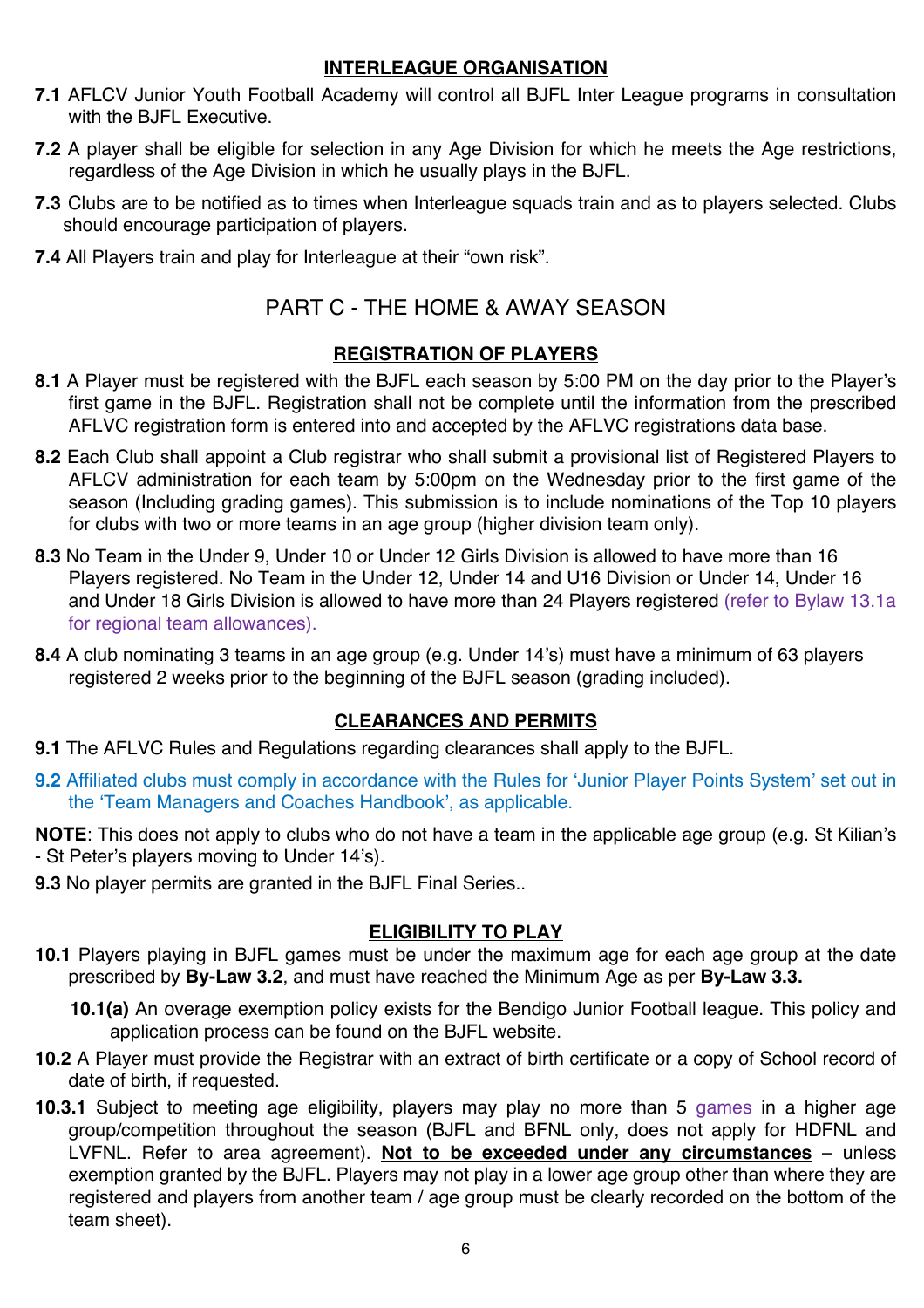## INTERLEAGUE ORGANISATION

**7.1** AFLCV Junior Youth Football Academy will control all BJFL Inter League programs in consultation with the BJFL Executive.

**7.2** A player shall be eligible for selection in any Age Division for which he meets the Age restrictions, regardless of the Age Division in which he usually plays in the BJFL.

**7.3** Clubs are to be notified as to times when Interleague squads train and as to players selected. Clubs should encourage participation of players.

**7.4** All Players train and play for Interleague at their "own risk".

# PART C - THE HOME & AWAY SEASON

## REGISTRATION OF PLAYERS

**8.1** A Player must be registered with the BJFL each season by 5:00 PM on the day prior to the Player's first game in the BJFL. Registration shall not be complete until the information from the prescribed AFLVC registration form is entered into and accepted by the AFLVC registrations data base.

**8.2** Each Club shall appoint a Club registrar who shall submit a provisional list of Registered Players to AFLCV administration for each team by 5:00pm on the Wednesday prior to the first game of the season (Including grading games). This submission is to include nominations of the Top 10 players for clubs with two or more teams in an age group (higher division team only).

**8.3** No Team in the Under 9, Under 10 or Under 12 Girls Division is allowed to have more than 16 Players registered. No Team in the Under 12, Under 14 and U16 Division or Under 14, Under 16 and Under 18 Girls Division is allowed to have more than 24 Players registered (refer to Bylaw 13.1a for regional team allowances).

**8.4** A club nominating 3 teams in an age group (e.g. Under 14's) must have a minimum of 63 players registered 2 weeks prior to the beginning of the BJFL season (grading included).

## CLEARANCES AND PERMITS

**9.1** The AFLVC Rules and Regulations regarding clearances shall apply to the BJFL.

**9.2** Affiliated clubs must comply in accordance with the Rules for 'Junior Player Points System' set out in the 'Team Managers and Coaches Handbook', as applicable.

**NOTE**: This does not apply to clubs who do not have a team in the applicable age group (e.g. St Kilian's - St Peter's players moving to Under 14's).

**9.3** No player permits are granted in the BJFL Final Series..

## ELIGIBILITY TO PLAY

**10.1** Players playing in BJFL games must be under the maximum age for each age group at the date prescribed by **By-Law 3.2**, and must have reached the Minimum Age as per **By-Law 3.3.**

**10.1(a)** An overage exemption policy exists for the Bendigo Junior Football league. This policy and application process can be found on the BJFL website.

**10.2** A Player must provide the Registrar with an extract of birth certificate or a copy of School record of date of birth, if requested.

**10.3.1** Subject to meeting age eligibility, players may play no more than 5 games in a higher age group/competition throughout the season (BJFL and BFNL only, does not apply for HDFNL and LVFNL. Refer to area agreement). **Not to be exceeded under any circumstances** – unless exemption granted by the BJFL. Players may not play in a lower age group other than where they are registered and players from another team / age group must be clearly recorded on the bottom of the team sheet).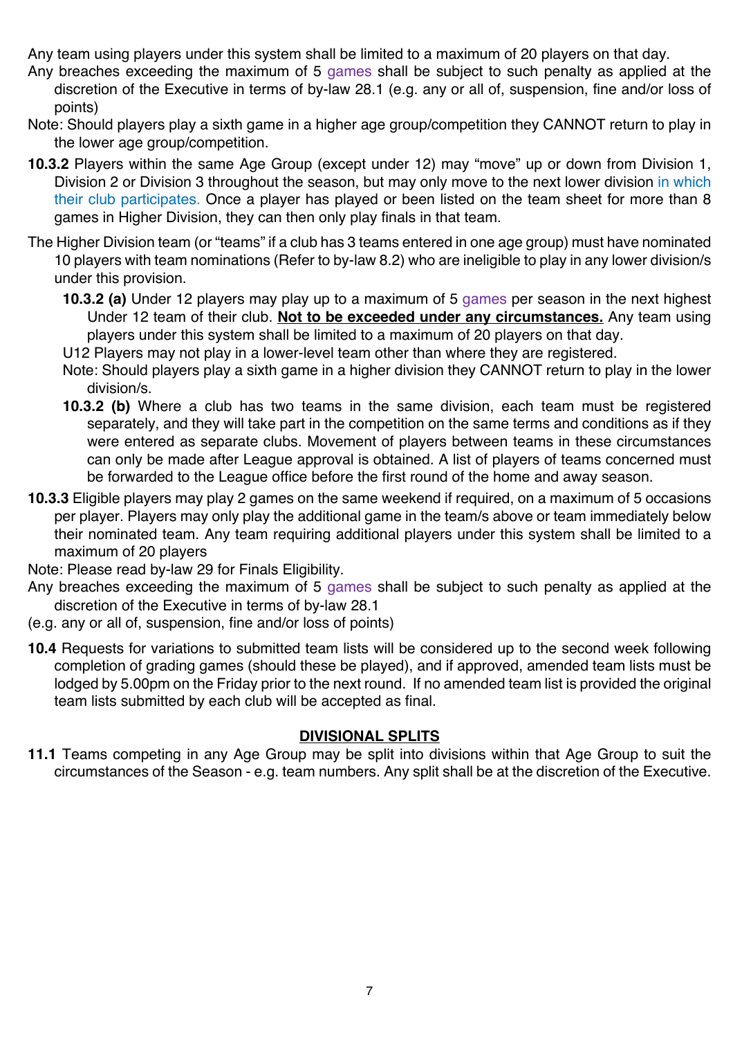Any team using players under this system shall be limited to a maximum of 20 players on that day.

Any breaches exceeding the maximum of 5 games shall be subject to such penalty as applied at the discretion of the Executive in terms of by-law 28.1 (e.g. any or all of, suspension, fine and/or loss of points)

Note: Should players play a sixth game in a higher age group/competition they CANNOT return to play in the lower age group/competition.

**10.3.2** Players within the same Age Group (except under 12) may "move" up or down from Division 1, Division 2 or Division 3 throughout the season, but may only move to the next lower division in which their club participates. Once a player has played or been listed on the team sheet for more than 8 games in Higher Division, they can then only play finals in that team.

The Higher Division team (or "teams" if a club has 3 teams entered in one age group) must have nominated 10 players with team nominations (Refer to by-law 8.2) who are ineligible to play in any lower division/s under this provision.

**10.3.2 (a)** Under 12 players may play up to a maximum of 5 games per season in the next highest Under 12 team of their club. **<u>Not to be exceeded under any circumstances.</u>** Any team using players under this system shall be limited to a maximum of 20 players on that day.

U12 Players may not play in a lower-level team other than where they are registered.

Note: Should players play a sixth game in a higher division they CANNOT return to play in the lower division/s.

**10.3.2 (b)** Where a club has two teams in the same division, each team must be registered separately, and they will take part in the competition on the same terms and conditions as if they were entered as separate clubs. Movement of players between teams in these circumstances can only be made after League approval is obtained. A list of players of teams concerned must be forwarded to the League office before the first round of the home and away season.

**10.3.3** Eligible players may play 2 games on the same weekend if required, on a maximum of 5 occasions per player. Players may only play the additional game in the team/s above or team immediately below their nominated team. Any team requiring additional players under this system shall be limited to a maximum of 20 players

Note: Please read by-law 29 for Finals Eligibility.

Any breaches exceeding the maximum of 5 games shall be subject to such penalty as applied at the discretion of the Executive in terms of by-law 28.1

(e.g. any or all of, suspension, fine and/or loss of points)

**10.4** Requests for variations to submitted team lists will be considered up to the second week following completion of grading games (should these be played), and if approved, amended team lists must be lodged by 5.00pm on the Friday prior to the next round. If no amended team list is provided the original team lists submitted by each club will be accepted as final.

## <u>DIVISIONAL SPLITS</u>

**11.1** Teams competing in any Age Group may be split into divisions within that Age Group to suit the circumstances of the Season - e.g. team numbers. Any split shall be at the discretion of the Executive.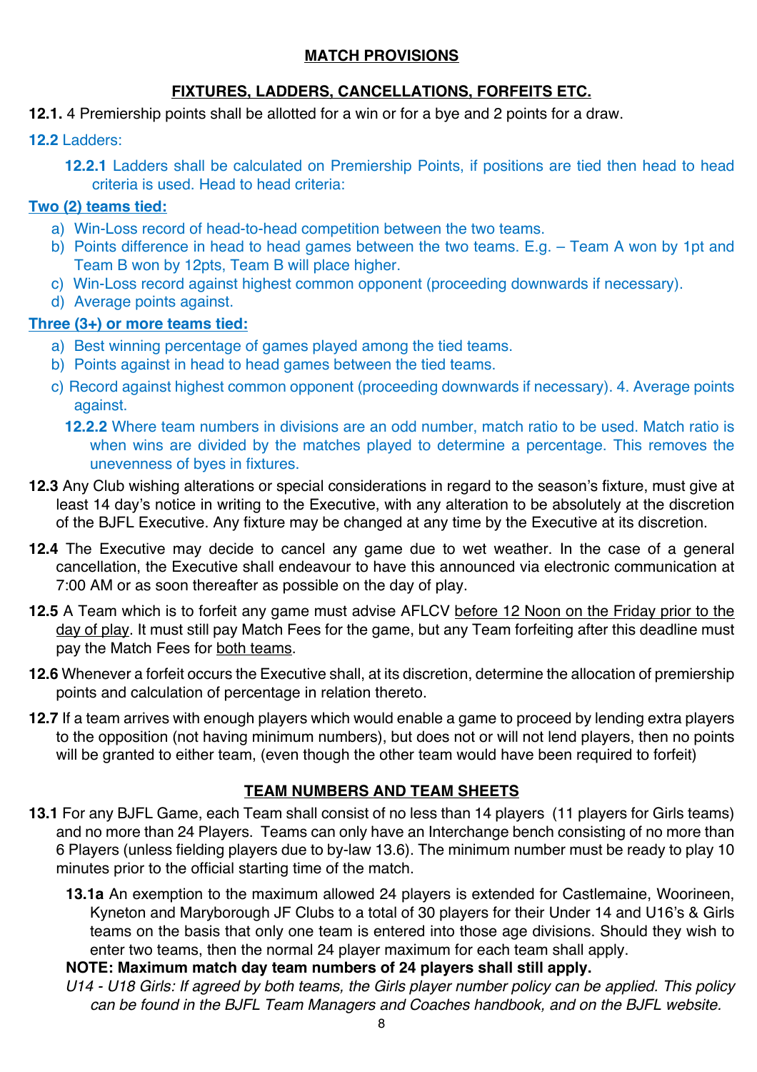## MATCH PROVISIONS

### FIXTURES, LADDERS, CANCELLATIONS, FORFEITS ETC.

**12.1.** 4 Premiership points shall be allotted for a win or for a bye and 2 points for a draw.

**12.2** Ladders:

**12.2.1** Ladders shall be calculated on Premiership Points, if positions are tied then head to head criteria is used. Head to head criteria:

**Two (2) teams tied:**

a) Win-Loss record of head-to-head competition between the two teams.
b) Points difference in head to head games between the two teams. E.g. – Team A won by 1pt and Team B won by 12pts, Team B will place higher.
c) Win-Loss record against highest common opponent (proceeding downwards if necessary).
d) Average points against.

**Three (3+) or more teams tied:**

a) Best winning percentage of games played among the tied teams.
b) Points against in head to head games between the tied teams.
c) Record against highest common opponent (proceeding downwards if necessary). 4. Average points against.

**12.2.2** Where team numbers in divisions are an odd number, match ratio to be used. Match ratio is when wins are divided by the matches played to determine a percentage. This removes the unevenness of byes in fixtures.

**12.3** Any Club wishing alterations or special considerations in regard to the season's fixture, must give at least 14 day's notice in writing to the Executive, with any alteration to be absolutely at the discretion of the BJFL Executive. Any fixture may be changed at any time by the Executive at its discretion.

**12.4** The Executive may decide to cancel any game due to wet weather. In the case of a general cancellation, the Executive shall endeavour to have this announced via electronic communication at 7:00 AM or as soon thereafter as possible on the day of play.

**12.5** A Team which is to forfeit any game must advise AFLCV before 12 Noon on the Friday prior to the day of play. It must still pay Match Fees for the game, but any Team forfeiting after this deadline must pay the Match Fees for both teams.

**12.6** Whenever a forfeit occurs the Executive shall, at its discretion, determine the allocation of premiership points and calculation of percentage in relation thereto.

**12.7** If a team arrives with enough players which would enable a game to proceed by lending extra players to the opposition (not having minimum numbers), but does not or will not lend players, then no points will be granted to either team, (even though the other team would have been required to forfeit)

### TEAM NUMBERS AND TEAM SHEETS

**13.1** For any BJFL Game, each Team shall consist of no less than 14 players (11 players for Girls teams) and no more than 24 Players. Teams can only have an Interchange bench consisting of no more than 6 Players (unless fielding players due to by-law 13.6). The minimum number must be ready to play 10 minutes prior to the official starting time of the match.

**13.1a** An exemption to the maximum allowed 24 players is extended for Castlemaine, Woorineen, Kyneton and Maryborough JF Clubs to a total of 30 players for their Under 14 and U16's & Girls teams on the basis that only one team is entered into those age divisions. Should they wish to enter two teams, then the normal 24 player maximum for each team shall apply.

**NOTE: Maximum match day team numbers of 24 players shall still apply.**

*U14 - U18 Girls: If agreed by both teams, the Girls player number policy can be applied. This policy can be found in the BJFL Team Managers and Coaches handbook, and on the BJFL website.*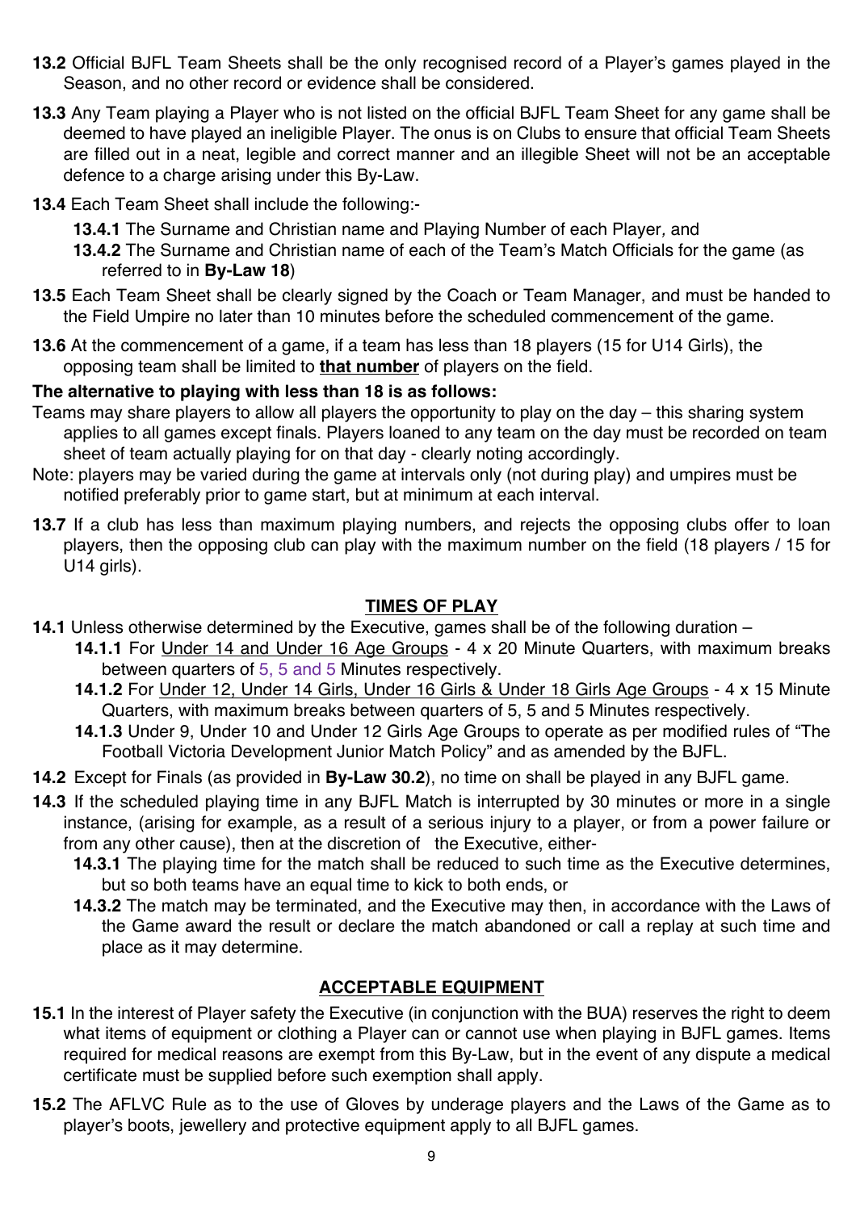**13.2** Official BJFL Team Sheets shall be the only recognised record of a Player's games played in the Season, and no other record or evidence shall be considered.

**13.3** Any Team playing a Player who is not listed on the official BJFL Team Sheet for any game shall be deemed to have played an ineligible Player. The onus is on Clubs to ensure that official Team Sheets are filled out in a neat, legible and correct manner and an illegible Sheet will not be an acceptable defence to a charge arising under this By-Law.

**13.4** Each Team Sheet shall include the following:-

- **13.4.1** The Surname and Christian name and Playing Number of each Player, and
- **13.4.2** The Surname and Christian name of each of the Team's Match Officials for the game (as referred to in **By-Law 18**)

**13.5** Each Team Sheet shall be clearly signed by the Coach or Team Manager, and must be handed to the Field Umpire no later than 10 minutes before the scheduled commencement of the game.

**13.6** At the commencement of a game, if a team has less than 18 players (15 for U14 Girls), the opposing team shall be limited to **<u>that number</u>** of players on the field.

**The alternative to playing with less than 18 is as follows:**

Teams may share players to allow all players the opportunity to play on the day – this sharing system applies to all games except finals. Players loaned to any team on the day must be recorded on team sheet of team actually playing for on that day - clearly noting accordingly.

Note: players may be varied during the game at intervals only (not during play) and umpires must be notified preferably prior to game start, but at minimum at each interval.

**13.7** If a club has less than maximum playing numbers, and rejects the opposing clubs offer to loan players, then the opposing club can play with the maximum number on the field (18 players / 15 for U14 girls).

## <u>TIMES OF PLAY</u>

**14.1** Unless otherwise determined by the Executive, games shall be of the following duration –

- **14.1.1** For <u>Under 14 and Under 16 Age Groups</u> - 4 x 20 Minute Quarters, with maximum breaks between quarters of 5, 5 and 5 Minutes respectively.
- **14.1.2** For <u>Under 12, Under 14 Girls, Under 16 Girls & Under 18 Girls Age Groups</u> - 4 x 15 Minute Quarters, with maximum breaks between quarters of 5, 5 and 5 Minutes respectively.
- **14.1.3** Under 9, Under 10 and Under 12 Girls Age Groups to operate as per modified rules of "The Football Victoria Development Junior Match Policy" and as amended by the BJFL.

**14.2** Except for Finals (as provided in **By-Law 30.2**), no time on shall be played in any BJFL game.

**14.3** If the scheduled playing time in any BJFL Match is interrupted by 30 minutes or more in a single instance, (arising for example, as a result of a serious injury to a player, or from a power failure or from any other cause), then at the discretion of the Executive, either-

- **14.3.1** The playing time for the match shall be reduced to such time as the Executive determines, but so both teams have an equal time to kick to both ends, or
- **14.3.2** The match may be terminated, and the Executive may then, in accordance with the Laws of the Game award the result or declare the match abandoned or call a replay at such time and place as it may determine.

## <u>ACCEPTABLE EQUIPMENT</u>

**15.1** In the interest of Player safety the Executive (in conjunction with the BUA) reserves the right to deem what items of equipment or clothing a Player can or cannot use when playing in BJFL games. Items required for medical reasons are exempt from this By-Law, but in the event of any dispute a medical certificate must be supplied before such exemption shall apply.

**15.2** The AFLVC Rule as to the use of Gloves by underage players and the Laws of the Game as to player's boots, jewellery and protective equipment apply to all BJFL games.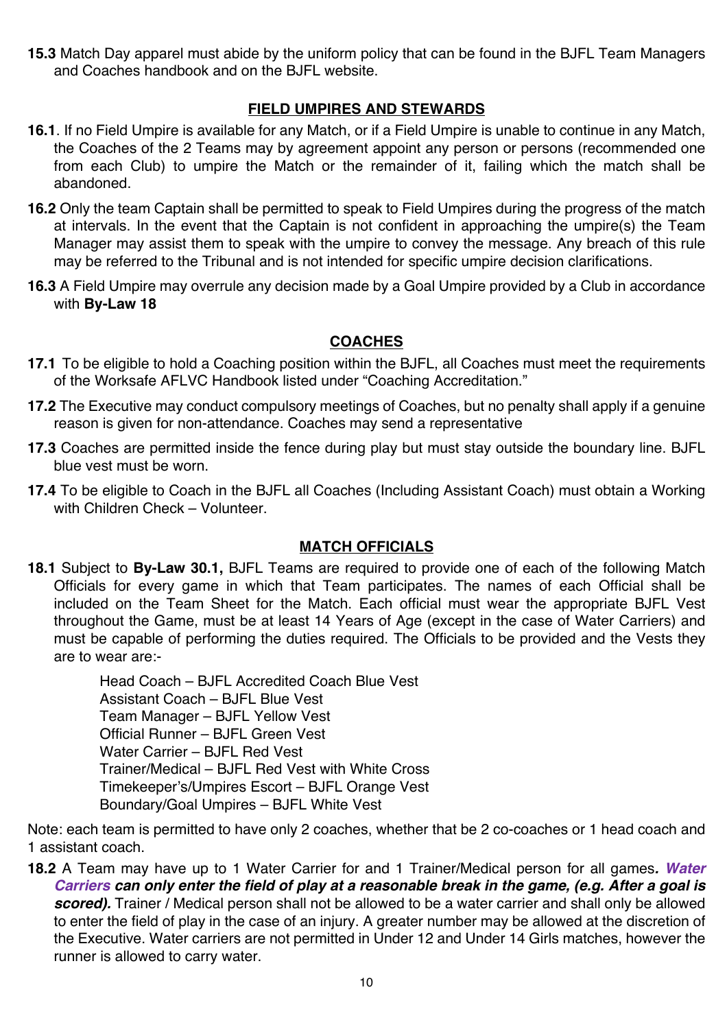**15.3** Match Day apparel must abide by the uniform policy that can be found in the BJFL Team Managers and Coaches handbook and on the BJFL website.

## FIELD UMPIRES AND STEWARDS

**16.1**. If no Field Umpire is available for any Match, or if a Field Umpire is unable to continue in any Match, the Coaches of the 2 Teams may by agreement appoint any person or persons (recommended one from each Club) to umpire the Match or the remainder of it, failing which the match shall be abandoned.

**16.2** Only the team Captain shall be permitted to speak to Field Umpires during the progress of the match at intervals. In the event that the Captain is not confident in approaching the umpire(s) the Team Manager may assist them to speak with the umpire to convey the message. Any breach of this rule may be referred to the Tribunal and is not intended for specific umpire decision clarifications.

**16.3** A Field Umpire may overrule any decision made by a Goal Umpire provided by a Club in accordance with **By-Law 18**

## COACHES

**17.1** To be eligible to hold a Coaching position within the BJFL, all Coaches must meet the requirements of the Worksafe AFLVC Handbook listed under "Coaching Accreditation."

**17.2** The Executive may conduct compulsory meetings of Coaches, but no penalty shall apply if a genuine reason is given for non-attendance. Coaches may send a representative

**17.3** Coaches are permitted inside the fence during play but must stay outside the boundary line. BJFL blue vest must be worn.

**17.4** To be eligible to Coach in the BJFL all Coaches (Including Assistant Coach) must obtain a Working with Children Check – Volunteer.

## MATCH OFFICIALS

**18.1** Subject to **By-Law 30.1,** BJFL Teams are required to provide one of each of the following Match Officials for every game in which that Team participates. The names of each Official shall be included on the Team Sheet for the Match. Each official must wear the appropriate BJFL Vest throughout the Game, must be at least 14 Years of Age (except in the case of Water Carriers) and must be capable of performing the duties required. The Officials to be provided and the Vests they are to wear are:-

Head Coach – BJFL Accredited Coach Blue Vest
Assistant Coach – BJFL Blue Vest
Team Manager – BJFL Yellow Vest
Official Runner – BJFL Green Vest
Water Carrier – BJFL Red Vest
Trainer/Medical – BJFL Red Vest with White Cross
Timekeeper's/Umpires Escort – BJFL Orange Vest
Boundary/Goal Umpires – BJFL White Vest

Note: each team is permitted to have only 2 coaches, whether that be 2 co-coaches or 1 head coach and 1 assistant coach.

**18.2** A Team may have up to 1 Water Carrier for and 1 Trainer/Medical person for all games***. Water Carriers can only enter the field of play at a reasonable break in the game, (e.g. After a goal is scored).*** Trainer / Medical person shall not be allowed to be a water carrier and shall only be allowed to enter the field of play in the case of an injury. A greater number may be allowed at the discretion of the Executive. Water carriers are not permitted in Under 12 and Under 14 Girls matches, however the runner is allowed to carry water.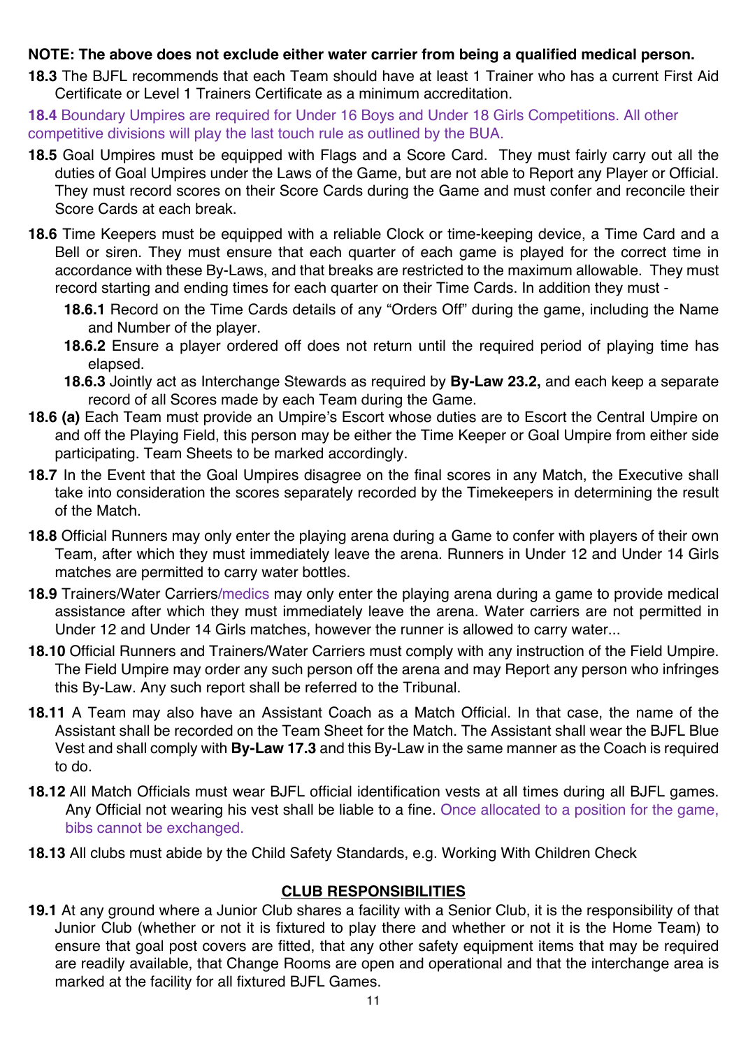**NOTE: The above does not exclude either water carrier from being a qualified medical person.**

**18.3** The BJFL recommends that each Team should have at least 1 Trainer who has a current First Aid Certificate or Level 1 Trainers Certificate as a minimum accreditation.

**18.4** Boundary Umpires are required for Under 16 Boys and Under 18 Girls Competitions. All other competitive divisions will play the last touch rule as outlined by the BUA.

**18.5** Goal Umpires must be equipped with Flags and a Score Card. They must fairly carry out all the duties of Goal Umpires under the Laws of the Game, but are not able to Report any Player or Official. They must record scores on their Score Cards during the Game and must confer and reconcile their Score Cards at each break.

**18.6** Time Keepers must be equipped with a reliable Clock or time-keeping device, a Time Card and a Bell or siren. They must ensure that each quarter of each game is played for the correct time in accordance with these By-Laws, and that breaks are restricted to the maximum allowable. They must record starting and ending times for each quarter on their Time Cards. In addition they must -

- **18.6.1** Record on the Time Cards details of any "Orders Off" during the game, including the Name and Number of the player.
- **18.6.2** Ensure a player ordered off does not return until the required period of playing time has elapsed.
- **18.6.3** Jointly act as Interchange Stewards as required by **By-Law 23.2,** and each keep a separate record of all Scores made by each Team during the Game.

**18.6 (a)** Each Team must provide an Umpire's Escort whose duties are to Escort the Central Umpire on and off the Playing Field, this person may be either the Time Keeper or Goal Umpire from either side participating. Team Sheets to be marked accordingly.

**18.7** In the Event that the Goal Umpires disagree on the final scores in any Match, the Executive shall take into consideration the scores separately recorded by the Timekeepers in determining the result of the Match.

**18.8** Official Runners may only enter the playing arena during a Game to confer with players of their own Team, after which they must immediately leave the arena. Runners in Under 12 and Under 14 Girls matches are permitted to carry water bottles.

**18.9** Trainers/Water Carriers/medics may only enter the playing arena during a game to provide medical assistance after which they must immediately leave the arena. Water carriers are not permitted in Under 12 and Under 14 Girls matches, however the runner is allowed to carry water...

**18.10** Official Runners and Trainers/Water Carriers must comply with any instruction of the Field Umpire. The Field Umpire may order any such person off the arena and may Report any person who infringes this By-Law. Any such report shall be referred to the Tribunal.

**18.11** A Team may also have an Assistant Coach as a Match Official. In that case, the name of the Assistant shall be recorded on the Team Sheet for the Match. The Assistant shall wear the BJFL Blue Vest and shall comply with **By-Law 17.3** and this By-Law in the same manner as the Coach is required to do.

**18.12** All Match Officials must wear BJFL official identification vests at all times during all BJFL games. Any Official not wearing his vest shall be liable to a fine. Once allocated to a position for the game, bibs cannot be exchanged.

**18.13** All clubs must abide by the Child Safety Standards, e.g. Working With Children Check

## CLUB RESPONSIBILITIES

**19.1** At any ground where a Junior Club shares a facility with a Senior Club, it is the responsibility of that Junior Club (whether or not it is fixtured to play there and whether or not it is the Home Team) to ensure that goal post covers are fitted, that any other safety equipment items that may be required are readily available, that Change Rooms are open and operational and that the interchange area is marked at the facility for all fixtured BJFL Games.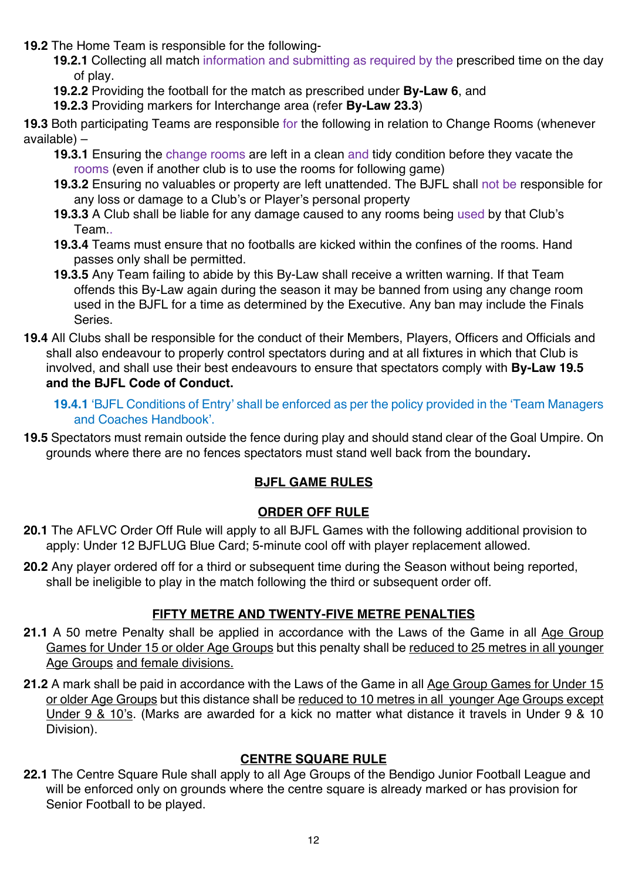**19.2** The Home Team is responsible for the following-

- **19.2.1** Collecting all match information and submitting as required by the prescribed time on the day of play.
- **19.2.2** Providing the football for the match as prescribed under **By-Law 6**, and
- **19.2.3** Providing markers for Interchange area (refer **By-Law 23.3**)

**19.3** Both participating Teams are responsible for the following in relation to Change Rooms (whenever available) –

- **19.3.1** Ensuring the change rooms are left in a clean and tidy condition before they vacate the rooms (even if another club is to use the rooms for following game)
- **19.3.2** Ensuring no valuables or property are left unattended. The BJFL shall not be responsible for any loss or damage to a Club's or Player's personal property
- **19.3.3** A Club shall be liable for any damage caused to any rooms being used by that Club's Team..
- **19.3.4** Teams must ensure that no footballs are kicked within the confines of the rooms. Hand passes only shall be permitted.
- **19.3.5** Any Team failing to abide by this By-Law shall receive a written warning. If that Team offends this By-Law again during the season it may be banned from using any change room used in the BJFL for a time as determined by the Executive. Any ban may include the Finals Series.

**19.4** All Clubs shall be responsible for the conduct of their Members, Players, Officers and Officials and shall also endeavour to properly control spectators during and at all fixtures in which that Club is involved, and shall use their best endeavours to ensure that spectators comply with **By-Law 19.5 and the BJFL Code of Conduct.**

- **19.4.1** 'BJFL Conditions of Entry' shall be enforced as per the policy provided in the 'Team Managers and Coaches Handbook'.

**19.5** Spectators must remain outside the fence during play and should stand clear of the Goal Umpire. On grounds where there are no fences spectators must stand well back from the boundary**.**

## BJFL GAME RULES

### ORDER OFF RULE

**20.1** The AFLVC Order Off Rule will apply to all BJFL Games with the following additional provision to apply: Under 12 BJFLUG Blue Card; 5-minute cool off with player replacement allowed.

**20.2** Any player ordered off for a third or subsequent time during the Season without being reported, shall be ineligible to play in the match following the third or subsequent order off.

### FIFTY METRE AND TWENTY-FIVE METRE PENALTIES

**21.1** A 50 metre Penalty shall be applied in accordance with the Laws of the Game in all Age Group Games for Under 15 or older Age Groups but this penalty shall be reduced to 25 metres in all younger Age Groups and female divisions.

**21.2** A mark shall be paid in accordance with the Laws of the Game in all Age Group Games for Under 15 or older Age Groups but this distance shall be reduced to 10 metres in all younger Age Groups except Under 9 & 10's. (Marks are awarded for a kick no matter what distance it travels in Under 9 & 10 Division).

### CENTRE SQUARE RULE

**22.1** The Centre Square Rule shall apply to all Age Groups of the Bendigo Junior Football League and will be enforced only on grounds where the centre square is already marked or has provision for Senior Football to be played.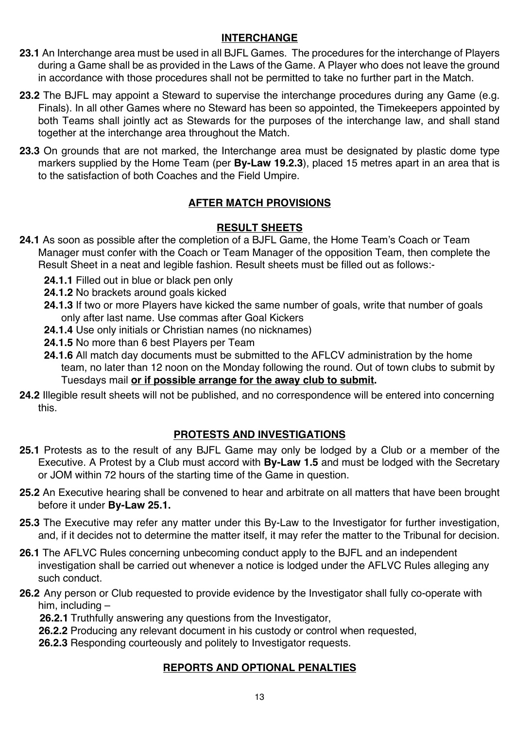## INTERCHANGE

**23.1** An Interchange area must be used in all BJFL Games. The procedures for the interchange of Players during a Game shall be as provided in the Laws of the Game. A Player who does not leave the ground in accordance with those procedures shall not be permitted to take no further part in the Match.

**23.2** The BJFL may appoint a Steward to supervise the interchange procedures during any Game (e.g. Finals). In all other Games where no Steward has been so appointed, the Timekeepers appointed by both Teams shall jointly act as Stewards for the purposes of the interchange law, and shall stand together at the interchange area throughout the Match.

**23.3** On grounds that are not marked, the Interchange area must be designated by plastic dome type markers supplied by the Home Team (per **By-Law 19.2.3**), placed 15 metres apart in an area that is to the satisfaction of both Coaches and the Field Umpire.

## AFTER MATCH PROVISIONS

### RESULT SHEETS

**24.1** As soon as possible after the completion of a BJFL Game, the Home Team's Coach or Team Manager must confer with the Coach or Team Manager of the opposition Team, then complete the Result Sheet in a neat and legible fashion. Result sheets must be filled out as follows:-

- **24.1.1** Filled out in blue or black pen only
- **24.1.2** No brackets around goals kicked
- **24.1.3** If two or more Players have kicked the same number of goals, write that number of goals only after last name. Use commas after Goal Kickers
- **24.1.4** Use only initials or Christian names (no nicknames)
- **24.1.5** No more than 6 best Players per Team
- **24.1.6** All match day documents must be submitted to the AFLCV administration by the home team, no later than 12 noon on the Monday following the round. Out of town clubs to submit by Tuesdays mail **or if possible arrange for the away club to submit.**

**24.2** Illegible result sheets will not be published, and no correspondence will be entered into concerning this.

### PROTESTS AND INVESTIGATIONS

**25.1** Protests as to the result of any BJFL Game may only be lodged by a Club or a member of the Executive. A Protest by a Club must accord with **By-Law 1.5** and must be lodged with the Secretary or JOM within 72 hours of the starting time of the Game in question.

**25.2** An Executive hearing shall be convened to hear and arbitrate on all matters that have been brought before it under **By-Law 25.1.**

**25.3** The Executive may refer any matter under this By-Law to the Investigator for further investigation, and, if it decides not to determine the matter itself, it may refer the matter to the Tribunal for decision.

**26.1** The AFLVC Rules concerning unbecoming conduct apply to the BJFL and an independent investigation shall be carried out whenever a notice is lodged under the AFLVC Rules alleging any such conduct.

**26.2** Any person or Club requested to provide evidence by the Investigator shall fully co-operate with him, including –

- **26.2.1** Truthfully answering any questions from the Investigator,
- **26.2.2** Producing any relevant document in his custody or control when requested,
- **26.2.3** Responding courteously and politely to Investigator requests.

### REPORTS AND OPTIONAL PENALTIES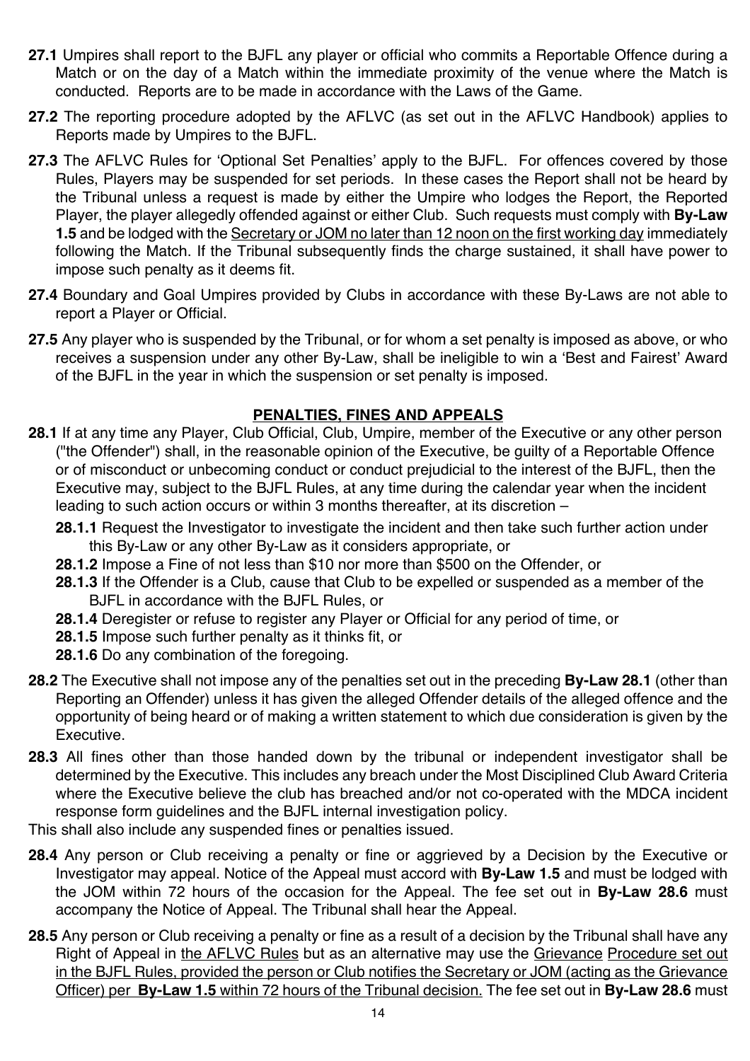**27.1** Umpires shall report to the BJFL any player or official who commits a Reportable Offence during a Match or on the day of a Match within the immediate proximity of the venue where the Match is conducted. Reports are to be made in accordance with the Laws of the Game.

**27.2** The reporting procedure adopted by the AFLVC (as set out in the AFLVC Handbook) applies to Reports made by Umpires to the BJFL.

**27.3** The AFLVC Rules for 'Optional Set Penalties' apply to the BJFL. For offences covered by those Rules, Players may be suspended for set periods. In these cases the Report shall not be heard by the Tribunal unless a request is made by either the Umpire who lodges the Report, the Reported Player, the player allegedly offended against or either Club. Such requests must comply with **By-Law 1.5** and be lodged with the Secretary or JOM no later than 12 noon on the first working day immediately following the Match. If the Tribunal subsequently finds the charge sustained, it shall have power to impose such penalty as it deems fit.

**27.4** Boundary and Goal Umpires provided by Clubs in accordance with these By-Laws are not able to report a Player or Official.

**27.5** Any player who is suspended by the Tribunal, or for whom a set penalty is imposed as above, or who receives a suspension under any other By-Law, shall be ineligible to win a 'Best and Fairest' Award of the BJFL in the year in which the suspension or set penalty is imposed.

## PENALTIES, FINES AND APPEALS

**28.1** If at any time any Player, Club Official, Club, Umpire, member of the Executive or any other person ("the Offender") shall, in the reasonable opinion of the Executive, be guilty of a Reportable Offence or of misconduct or unbecoming conduct or conduct prejudicial to the interest of the BJFL, then the Executive may, subject to the BJFL Rules, at any time during the calendar year when the incident leading to such action occurs or within 3 months thereafter, at its discretion –

- **28.1.1** Request the Investigator to investigate the incident and then take such further action under this By-Law or any other By-Law as it considers appropriate, or
- **28.1.2** Impose a Fine of not less than $10 nor more than $500 on the Offender, or
- **28.1.3** If the Offender is a Club, cause that Club to be expelled or suspended as a member of the BJFL in accordance with the BJFL Rules, or
- **28.1.4** Deregister or refuse to register any Player or Official for any period of time, or
- **28.1.5** Impose such further penalty as it thinks fit, or
- **28.1.6** Do any combination of the foregoing.

**28.2** The Executive shall not impose any of the penalties set out in the preceding **By-Law 28.1** (other than Reporting an Offender) unless it has given the alleged Offender details of the alleged offence and the opportunity of being heard or of making a written statement to which due consideration is given by the Executive.

**28.3** All fines other than those handed down by the tribunal or independent investigator shall be determined by the Executive. This includes any breach under the Most Disciplined Club Award Criteria where the Executive believe the club has breached and/or not co-operated with the MDCA incident response form guidelines and the BJFL internal investigation policy.

This shall also include any suspended fines or penalties issued.

**28.4** Any person or Club receiving a penalty or fine or aggrieved by a Decision by the Executive or Investigator may appeal. Notice of the Appeal must accord with **By-Law 1.5** and must be lodged with the JOM within 72 hours of the occasion for the Appeal. The fee set out in **By-Law 28.6** must accompany the Notice of Appeal. The Tribunal shall hear the Appeal.

**28.5** Any person or Club receiving a penalty or fine as a result of a decision by the Tribunal shall have any Right of Appeal in the AFLVC Rules but as an alternative may use the Grievance Procedure set out in the BJFL Rules, provided the person or Club notifies the Secretary or JOM (acting as the Grievance Officer) per **By-Law 1.5** within 72 hours of the Tribunal decision. The fee set out in **By-Law 28.6** must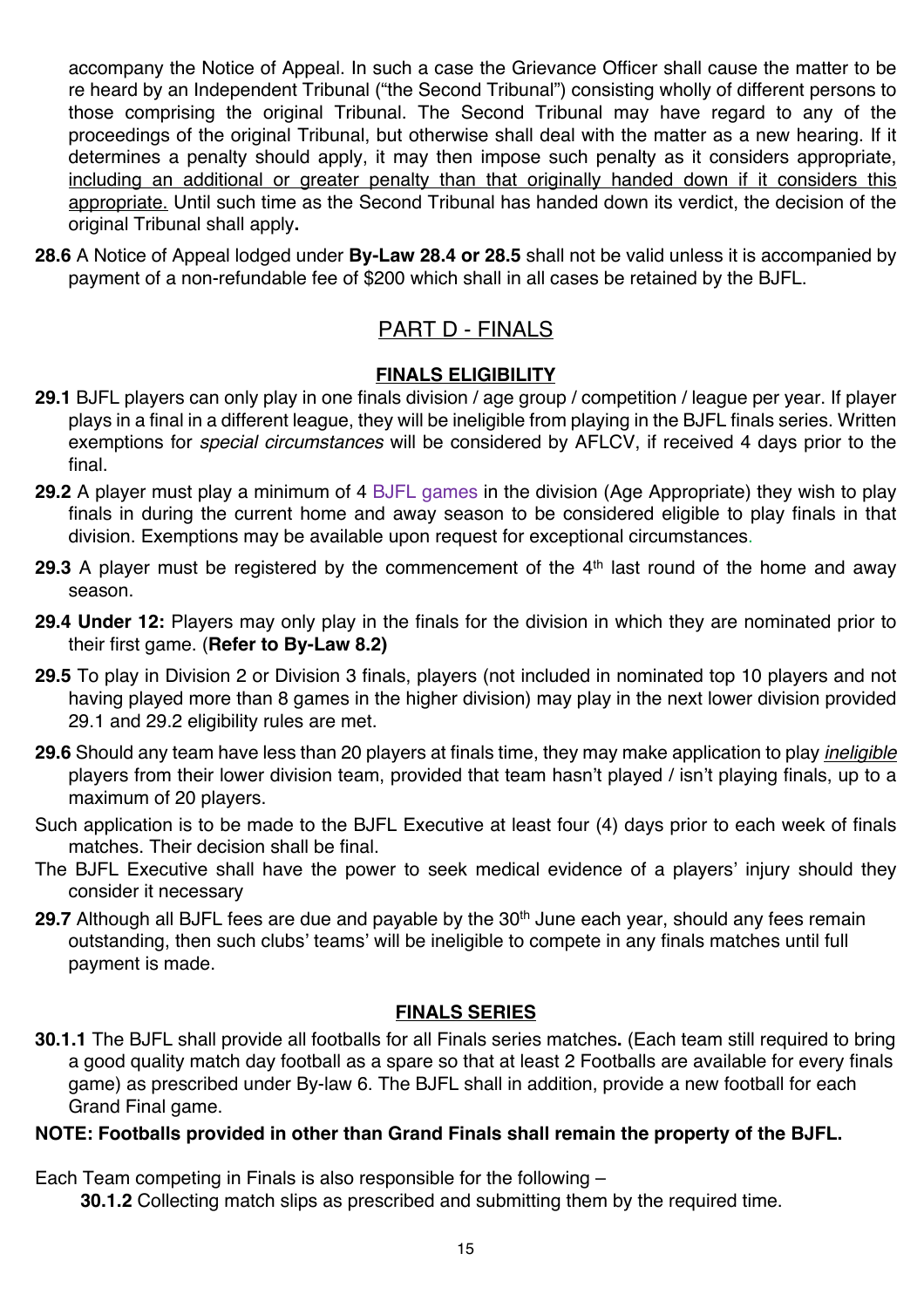accompany the Notice of Appeal. In such a case the Grievance Officer shall cause the matter to be re heard by an Independent Tribunal ("the Second Tribunal") consisting wholly of different persons to those comprising the original Tribunal. The Second Tribunal may have regard to any of the proceedings of the original Tribunal, but otherwise shall deal with the matter as a new hearing. If it determines a penalty should apply, it may then impose such penalty as it considers appropriate, <u>including an additional or greater penalty than that originally handed down if it considers this appropriate.</u> Until such time as the Second Tribunal has handed down its verdict, the decision of the original Tribunal shall apply**.**

**28.6** A Notice of Appeal lodged under **By-Law 28.4 or 28.5** shall not be valid unless it is accompanied by payment of a non-refundable fee of $200 which shall in all cases be retained by the BJFL.

## PART D - FINALS

### FINALS ELIGIBILITY

**29.1** BJFL players can only play in one finals division / age group / competition / league per year. If player plays in a final in a different league, they will be ineligible from playing in the BJFL finals series. Written exemptions for *special circumstances* will be considered by AFLCV, if received 4 days prior to the final.

**29.2** A player must play a minimum of 4 BJFL games in the division (Age Appropriate) they wish to play finals in during the current home and away season to be considered eligible to play finals in that division. Exemptions may be available upon request for exceptional circumstances.

**29.3** A player must be registered by the commencement of the 4th last round of the home and away season.

**29.4 Under 12:** Players may only play in the finals for the division in which they are nominated prior to their first game. (**Refer to By-Law 8.2)**

**29.5** To play in Division 2 or Division 3 finals, players (not included in nominated top 10 players and not having played more than 8 games in the higher division) may play in the next lower division provided 29.1 and 29.2 eligibility rules are met.

**29.6** Should any team have less than 20 players at finals time, they may make application to play *ineligible* players from their lower division team, provided that team hasn't played / isn't playing finals, up to a maximum of 20 players.

Such application is to be made to the BJFL Executive at least four (4) days prior to each week of finals matches. Their decision shall be final.

The BJFL Executive shall have the power to seek medical evidence of a players' injury should they consider it necessary

**29.7** Although all BJFL fees are due and payable by the 30th June each year, should any fees remain outstanding, then such clubs' teams' will be ineligible to compete in any finals matches until full payment is made.

### FINALS SERIES

**30.1.1** The BJFL shall provide all footballs for all Finals series matches**.** (Each team still required to bring a good quality match day football as a spare so that at least 2 Footballs are available for every finals game) as prescribed under By-law 6. The BJFL shall in addition, provide a new football for each Grand Final game.

**NOTE: Footballs provided in other than Grand Finals shall remain the property of the BJFL.**

Each Team competing in Finals is also responsible for the following –

**30.1.2** Collecting match slips as prescribed and submitting them by the required time.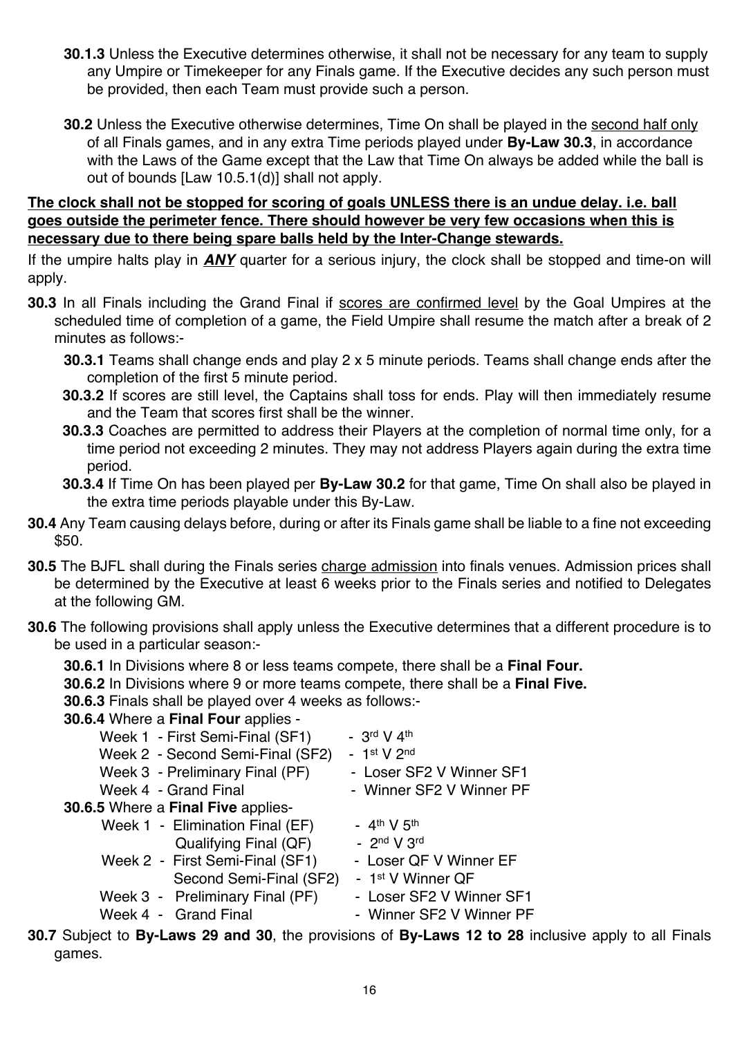**30.1.3** Unless the Executive determines otherwise, it shall not be necessary for any team to supply any Umpire or Timekeeper for any Finals game. If the Executive decides any such person must be provided, then each Team must provide such a person.

**30.2** Unless the Executive otherwise determines, Time On shall be played in the <u>second half only</u> of all Finals games, and in any extra Time periods played under **By-Law 30.3**, in accordance with the Laws of the Game except that the Law that Time On always be added while the ball is out of bounds [Law 10.5.1(d)] shall not apply.

**<u>The clock shall not be stopped for scoring of goals UNLESS there is an undue delay. i.e. ball goes outside the perimeter fence. There should however be very few occasions when this is necessary due to there being spare balls held by the Inter-Change stewards.</u>**

If the umpire halts play in ***<u>ANY</u>*** quarter for a serious injury, the clock shall be stopped and time-on will apply.

**30.3** In all Finals including the Grand Final if <u>scores are confirmed level</u> by the Goal Umpires at the scheduled time of completion of a game, the Field Umpire shall resume the match after a break of 2 minutes as follows:-

- **30.3.1** Teams shall change ends and play 2 x 5 minute periods. Teams shall change ends after the completion of the first 5 minute period.
- **30.3.2** If scores are still level, the Captains shall toss for ends. Play will then immediately resume and the Team that scores first shall be the winner.
- **30.3.3** Coaches are permitted to address their Players at the completion of normal time only, for a time period not exceeding 2 minutes. They may not address Players again during the extra time period.
- **30.3.4** If Time On has been played per **By-Law 30.2** for that game, Time On shall also be played in the extra time periods playable under this By-Law.

**30.4** Any Team causing delays before, during or after its Finals game shall be liable to a fine not exceeding $50.

**30.5** The BJFL shall during the Finals series <u>charge admission</u> into finals venues. Admission prices shall be determined by the Executive at least 6 weeks prior to the Finals series and notified to Delegates at the following GM.

**30.6** The following provisions shall apply unless the Executive determines that a different procedure is to be used in a particular season:-

- **30.6.1** In Divisions where 8 or less teams compete, there shall be a **Final Four.**
- **30.6.2** In Divisions where 9 or more teams compete, there shall be a **Final Five.**
- **30.6.3** Finals shall be played over 4 weeks as follows:-
- **30.6.4** Where a **Final Four** applies -

| | | |
|---|---|---|
| Week 1 | First Semi-Final (SF1) | 3rd V 4th |
| Week 2 | Second Semi-Final (SF2) | 1st V 2nd |
| Week 3 | Preliminary Final (PF) | Loser SF2 V Winner SF1 |
| Week 4 | Grand Final | Winner SF2 V Winner PF |

- **30.6.5** Where a **Final Five** applies-

| | | |
|---|---|---|
| Week 1 | Elimination Final (EF) | 4th V 5th |
| | Qualifying Final (QF) | 2nd V 3rd |
| Week 2 | First Semi-Final (SF1) | Loser QF V Winner EF |
| | Second Semi-Final (SF2) | 1st V Winner QF |
| Week 3 | Preliminary Final (PF) | Loser SF2 V Winner SF1 |
| Week 4 | Grand Final | Winner SF2 V Winner PF |

**30.7** Subject to **By-Laws 29 and 30**, the provisions of **By-Laws 12 to 28** inclusive apply to all Finals games.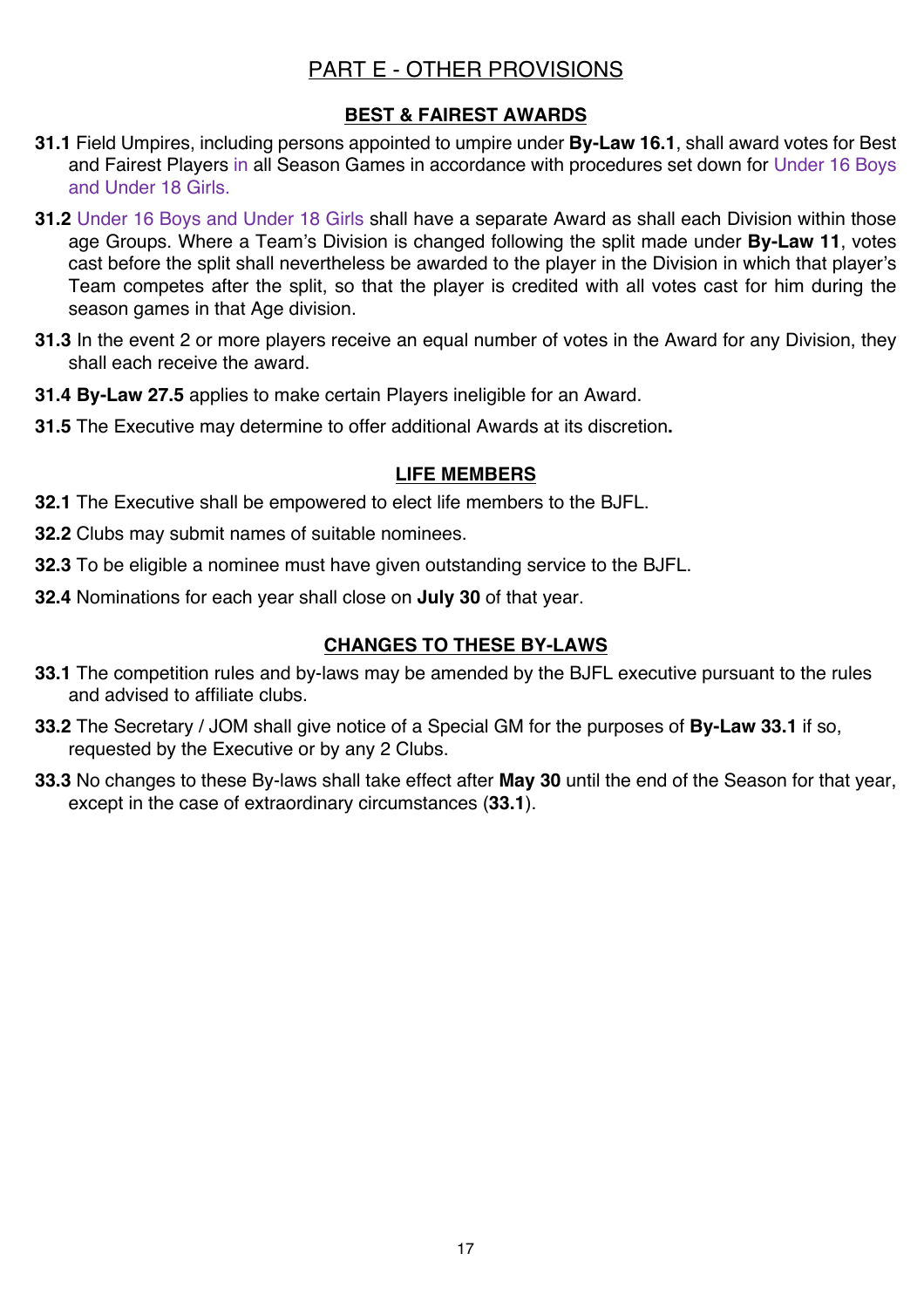## PART E - OTHER PROVISIONS

### BEST & FAIREST AWARDS

**31.1** Field Umpires, including persons appointed to umpire under **By-Law 16.1**, shall award votes for Best and Fairest Players in all Season Games in accordance with procedures set down for Under 16 Boys and Under 18 Girls.

**31.2** Under 16 Boys and Under 18 Girls shall have a separate Award as shall each Division within those age Groups. Where a Team's Division is changed following the split made under **By-Law 11**, votes cast before the split shall nevertheless be awarded to the player in the Division in which that player's Team competes after the split, so that the player is credited with all votes cast for him during the season games in that Age division.

**31.3** In the event 2 or more players receive an equal number of votes in the Award for any Division, they shall each receive the award.

**31.4** **By-Law 27.5** applies to make certain Players ineligible for an Award.

**31.5** The Executive may determine to offer additional Awards at its discretion**.**

### LIFE MEMBERS

**32.1** The Executive shall be empowered to elect life members to the BJFL.

**32.2** Clubs may submit names of suitable nominees.

**32.3** To be eligible a nominee must have given outstanding service to the BJFL.

**32.4** Nominations for each year shall close on **July 30** of that year.

### CHANGES TO THESE BY-LAWS

**33.1** The competition rules and by-laws may be amended by the BJFL executive pursuant to the rules and advised to affiliate clubs.

**33.2** The Secretary / JOM shall give notice of a Special GM for the purposes of **By-Law 33.1** if so, requested by the Executive or by any 2 Clubs.

**33.3** No changes to these By-laws shall take effect after **May 30** until the end of the Season for that year, except in the case of extraordinary circumstances (**33.1**).